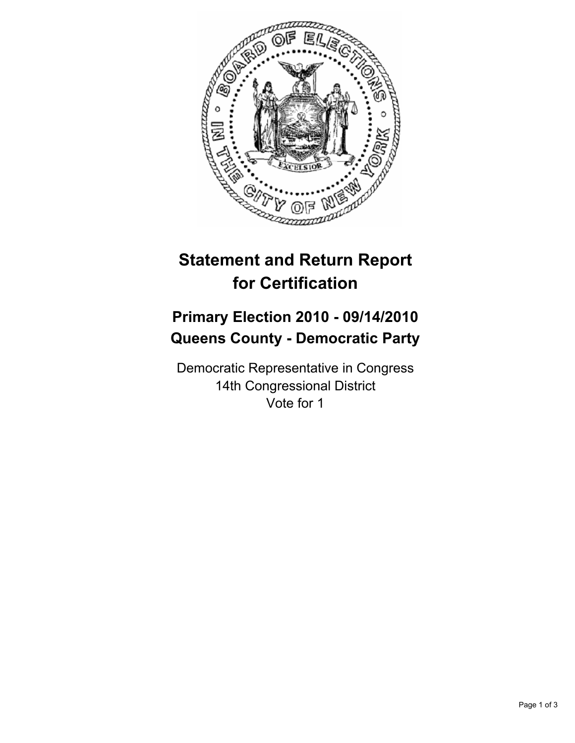# Statement and Return Report for Certification

## Primary Election 2010 - 09/14/2010
## Queens County - Democratic Party

Democratic Representative in Congress
14th Congressional District
Vote for 1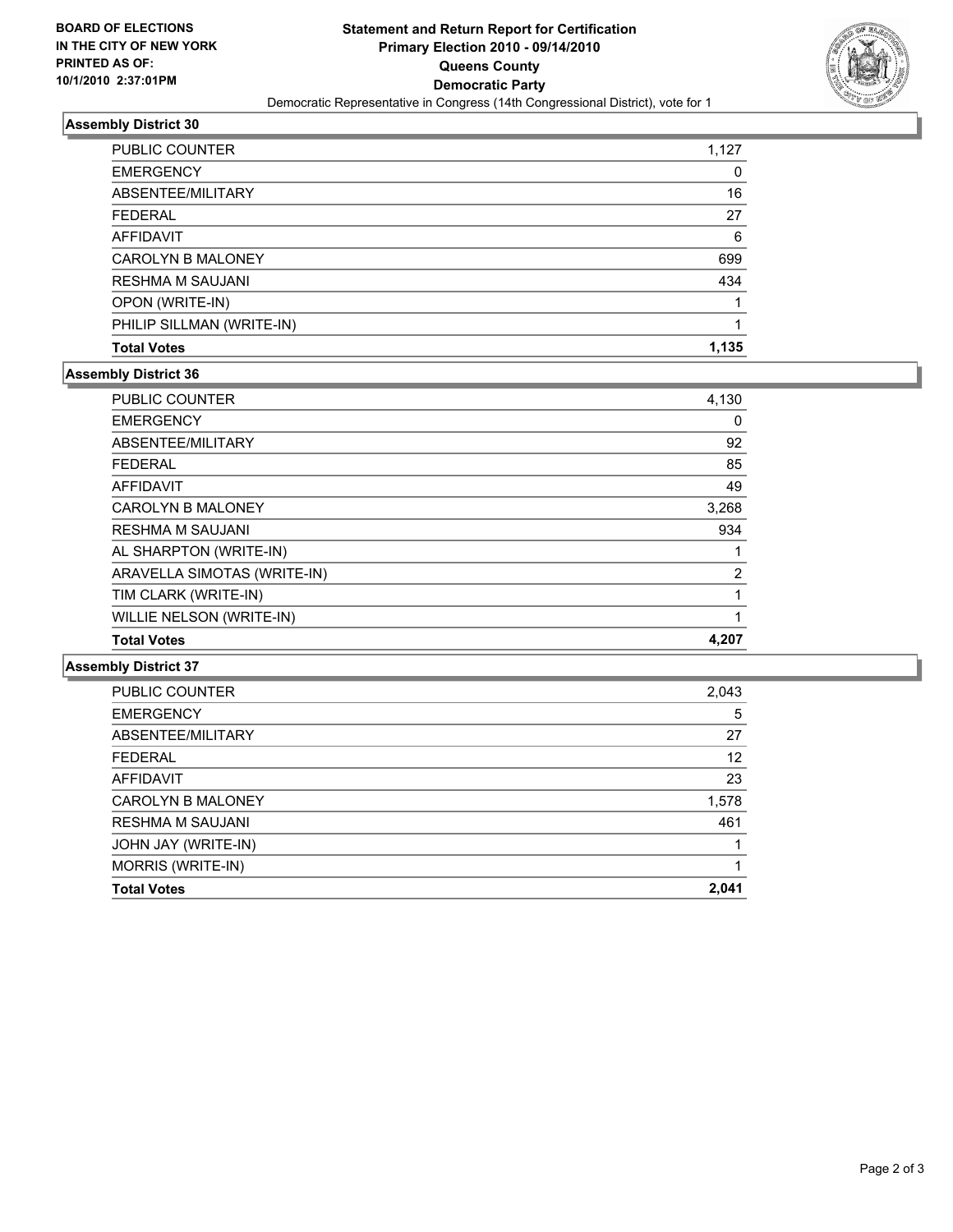BOARD OF ELECTIONS
IN THE CITY OF NEW YORK
PRINTED AS OF:
10/1/2010 2:37:01PM

**Statement and Return Report for Certification**
**Primary Election 2010 - 09/14/2010**
**Queens County**
**Democratic Party**
Democratic Representative in Congress (14th Congressional District), vote for 1

### Assembly District 30

| | |
|---|---|
| PUBLIC COUNTER | 1,127 |
| EMERGENCY | 0 |
| ABSENTEE/MILITARY | 16 |
| FEDERAL | 27 |
| AFFIDAVIT | 6 |
| CAROLYN B MALONEY | 699 |
| RESHMA M SAUJANI | 434 |
| OPON (WRITE-IN) | 1 |
| PHILIP SILLMAN (WRITE-IN) | 1 |
| **Total Votes** | **1,135** |

### Assembly District 36

| | |
|---|---|
| PUBLIC COUNTER | 4,130 |
| EMERGENCY | 0 |
| ABSENTEE/MILITARY | 92 |
| FEDERAL | 85 |
| AFFIDAVIT | 49 |
| CAROLYN B MALONEY | 3,268 |
| RESHMA M SAUJANI | 934 |
| AL SHARPTON (WRITE-IN) | 1 |
| ARAVELLA SIMOTAS (WRITE-IN) | 2 |
| TIM CLARK (WRITE-IN) | 1 |
| WILLIE NELSON (WRITE-IN) | 1 |
| **Total Votes** | **4,207** |

### Assembly District 37

| | |
|---|---|
| PUBLIC COUNTER | 2,043 |
| EMERGENCY | 5 |
| ABSENTEE/MILITARY | 27 |
| FEDERAL | 12 |
| AFFIDAVIT | 23 |
| CAROLYN B MALONEY | 1,578 |
| RESHMA M SAUJANI | 461 |
| JOHN JAY (WRITE-IN) | 1 |
| MORRIS (WRITE-IN) | 1 |
| **Total Votes** | **2,041** |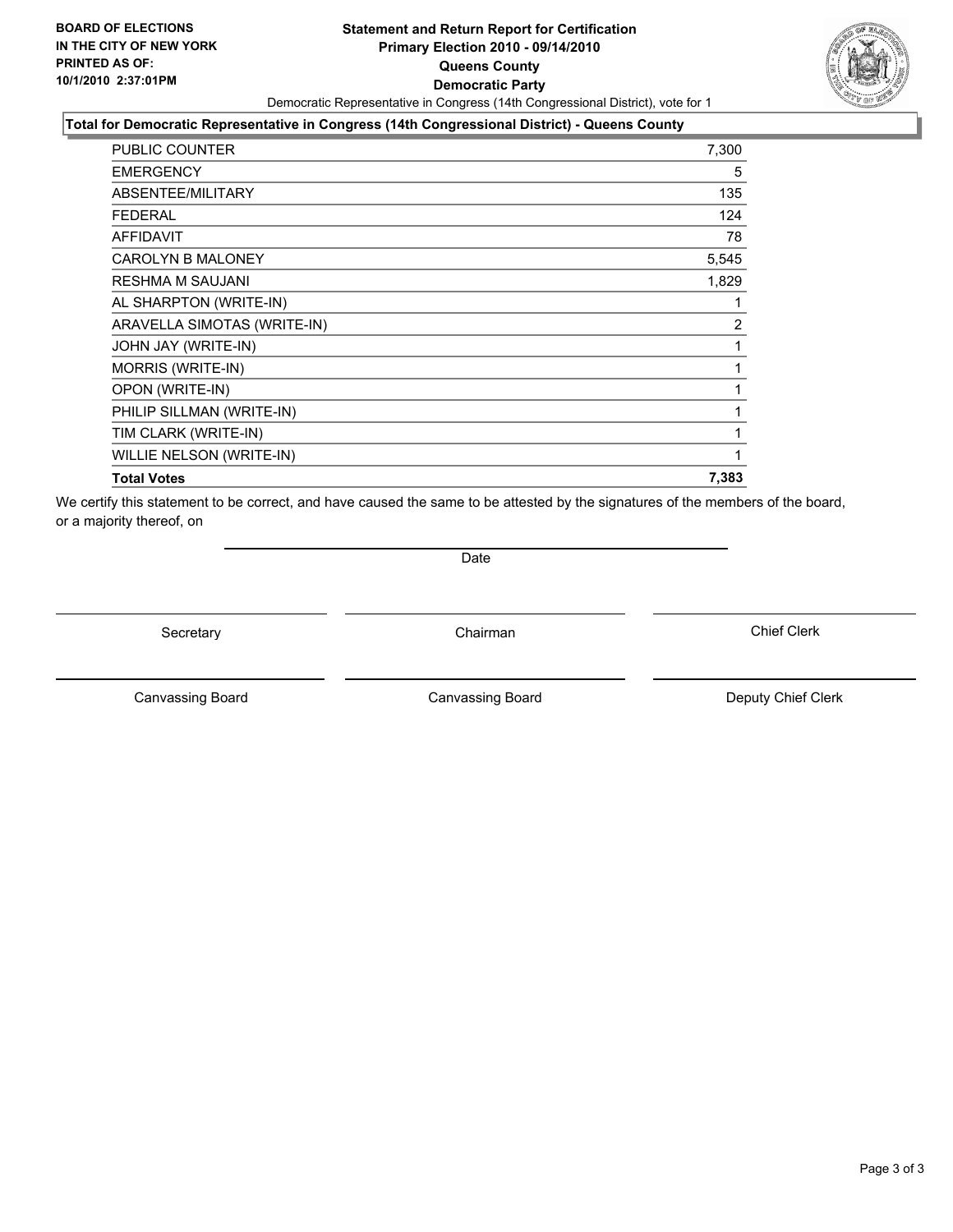**BOARD OF ELECTIONS IN THE CITY OF NEW YORK PRINTED AS OF: 10/1/2010 2:37:01PM**

# Statement and Return Report for Certification
## Primary Election 2010 - 09/14/2010
## Queens County
## Democratic Party

Democratic Representative in Congress (14th Congressional District), vote for 1

### Total for Democratic Representative in Congress (14th Congressional District) - Queens County

| | |
|---|---|
| PUBLIC COUNTER | 7,300 |
| EMERGENCY | 5 |
| ABSENTEE/MILITARY | 135 |
| FEDERAL | 124 |
| AFFIDAVIT | 78 |
| CAROLYN B MALONEY | 5,545 |
| RESHMA M SAUJANI | 1,829 |
| AL SHARPTON (WRITE-IN) | 1 |
| ARAVELLA SIMOTAS (WRITE-IN) | 2 |
| JOHN JAY (WRITE-IN) | 1 |
| MORRIS (WRITE-IN) | 1 |
| OPON (WRITE-IN) | 1 |
| PHILIP SILLMAN (WRITE-IN) | 1 |
| TIM CLARK (WRITE-IN) | 1 |
| WILLIE NELSON (WRITE-IN) | 1 |
| **Total Votes** | **7,383** |

We certify this statement to be correct, and have caused the same to be attested by the signatures of the members of the board, or a majority thereof, on

Date

Secretary

Chairman

Chief Clerk

Canvassing Board

Canvassing Board

Deputy Chief Clerk